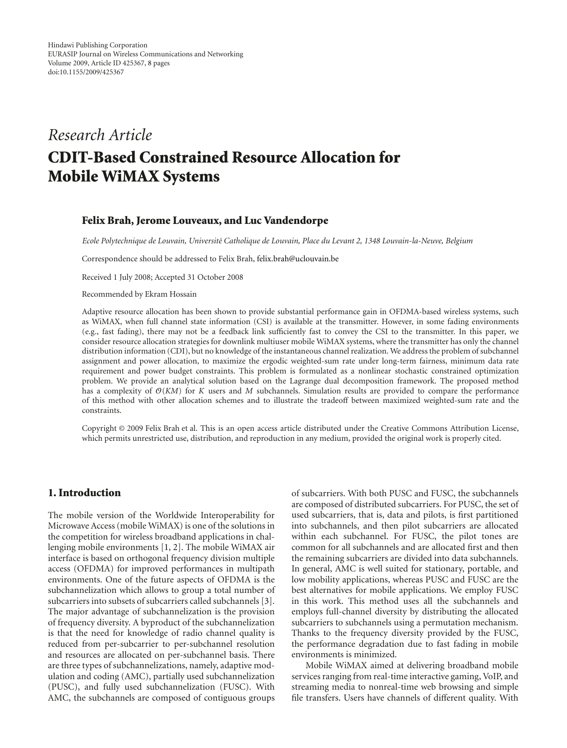*Research Article*

# CDIT-Based Constrained Resource Allocation for Mobile WiMAX Systems

**Felix Brah, Jerome Louveaux, and Luc Vandendorpe**

*Ecole Polytechnique de Louvain, Université Catholique de Louvain, Place du Levant 2, 1348 Louvain-la-Neuve, Belgium*

Correspondence should be addressed to Felix Brah, felix.brah@uclouvain.be

Received 1 July 2008; Accepted 31 October 2008

Recommended by Ekram Hossain

Adaptive resource allocation has been shown to provide substantial performance gain in OFDMA-based wireless systems, such as WiMAX, when full channel state information (CSI) is available at the transmitter. However, in some fading environments (e.g., fast fading), there may not be a feedback link sufficiently fast to convey the CSI to the transmitter. In this paper, we consider resource allocation strategies for downlink multiuser mobile WiMAX systems, where the transmitter has only the channel distribution information (CDI), but no knowledge of the instantaneous channel realization. We address the problem of subchannel assignment and power allocation, to maximize the ergodic weighted-sum rate under long-term fairness, minimum data rate requirement and power budget constraints. This problem is formulated as a nonlinear stochastic constrained optimization problem. We provide an analytical solution based on the Lagrange dual decomposition framework. The proposed method has a complexity of $\mathcal{O}(KM)$ for $K$ users and $M$ subchannels. Simulation results are provided to compare the performance of this method with other allocation schemes and to illustrate the tradeoff between maximized weighted-sum rate and the constraints.

Copyright © 2009 Felix Brah et al. This is an open access article distributed under the Creative Commons Attribution License, which permits unrestricted use, distribution, and reproduction in any medium, provided the original work is properly cited.

## 1. Introduction

The mobile version of the Worldwide Interoperability for Microwave Access (mobile WiMAX) is one of the solutions in the competition for wireless broadband applications in challenging mobile environments [1, 2]. The mobile WiMAX air interface is based on orthogonal frequency division multiple access (OFDMA) for improved performances in multipath environments. One of the future aspects of OFDMA is the subchannelization which allows to group a total number of subcarriers into subsets of subcarriers called subchannels [3]. The major advantage of subchannelization is the provision of frequency diversity. A byproduct of the subchannelization is that the need for knowledge of radio channel quality is reduced from per-subcarrier to per-subchannel resolution and resources are allocated on per-subchannel basis. There are three types of subchannelizations, namely, adaptive modulation and coding (AMC), partially used subchannelization (PUSC), and fully used subchannelization (FUSC). With AMC, the subchannels are composed of contiguous groups of subcarriers. With both PUSC and FUSC, the subchannels are composed of distributed subcarriers. For PUSC, the set of used subcarriers, that is, data and pilots, is first partitioned into subchannels, and then pilot subcarriers are allocated within each subchannel. For FUSC, the pilot tones are common for all subchannels and are allocated first and then the remaining subcarriers are divided into data subchannels. In general, AMC is well suited for stationary, portable, and low mobility applications, whereas PUSC and FUSC are the best alternatives for mobile applications. We employ FUSC in this work. This method uses all the subchannels and employs full-channel diversity by distributing the allocated subcarriers to subchannels using a permutation mechanism. Thanks to the frequency diversity provided by the FUSC, the performance degradation due to fast fading in mobile environments is minimized.

Mobile WiMAX aimed at delivering broadband mobile services ranging from real-time interactive gaming, VoIP, and streaming media to nonreal-time web browsing and simple file transfers. Users have channels of different quality. With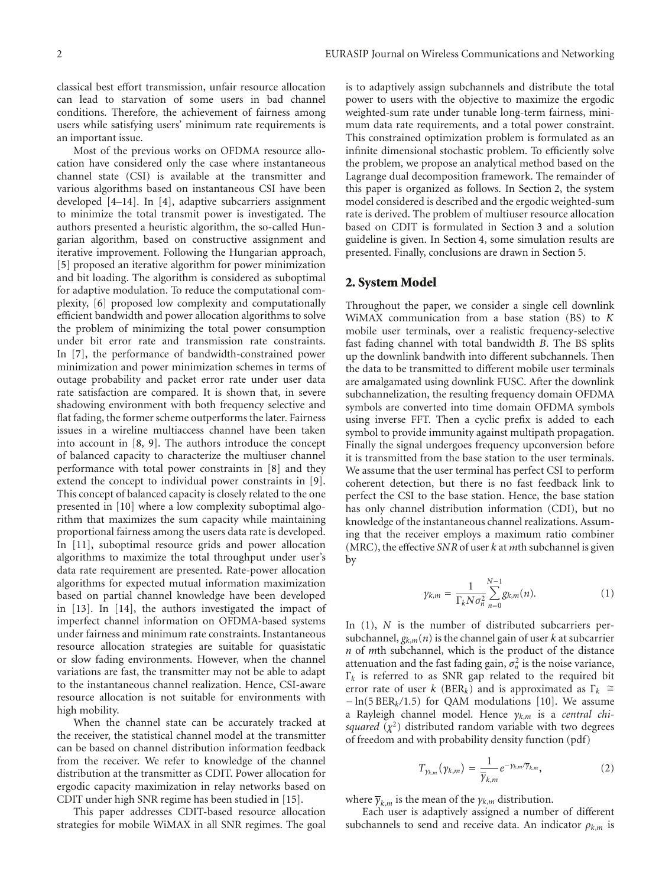classical best effort transmission, unfair resource allocation can lead to starvation of some users in bad channel conditions. Therefore, the achievement of fairness among users while satisfying users' minimum rate requirements is an important issue.

Most of the previous works on OFDMA resource allocation have considered only the case where instantaneous channel state (CSI) is available at the transmitter and various algorithms based on instantaneous CSI have been developed [4–14]. In [4], adaptive subcarriers assignment to minimize the total transmit power is investigated. The authors presented a heuristic algorithm, the so-called Hungarian algorithm, based on constructive assignment and iterative improvement. Following the Hungarian approach, [5] proposed an iterative algorithm for power minimization and bit loading. The algorithm is considered as suboptimal for adaptive modulation. To reduce the computational complexity, [6] proposed low complexity and computationally efficient bandwidth and power allocation algorithms to solve the problem of minimizing the total power consumption under bit error rate and transmission rate constraints. In [7], the performance of bandwidth-constrained power minimization and power minimization schemes in terms of outage probability and packet error rate under user data rate satisfaction are compared. It is shown that, in severe shadowing environment with both frequency selective and flat fading, the former scheme outperforms the later. Fairness issues in a wireline multiaccess channel have been taken into account in [8, 9]. The authors introduce the concept of balanced capacity to characterize the multiuser channel performance with total power constraints in [8] and they extend the concept to individual power constraints in [9]. This concept of balanced capacity is closely related to the one presented in [10] where a low complexity suboptimal algorithm that maximizes the sum capacity while maintaining proportional fairness among the users data rate is developed. In [11], suboptimal resource grids and power allocation algorithms to maximize the total throughput under user's data rate requirement are presented. Rate-power allocation algorithms for expected mutual information maximization based on partial channel knowledge have been developed in [13]. In [14], the authors investigated the impact of imperfect channel information on OFDMA-based systems under fairness and minimum rate constraints. Instantaneous resource allocation strategies are suitable for quasistatic or slow fading environments. However, when the channel variations are fast, the transmitter may not be able to adapt to the instantaneous channel realization. Hence, CSI-aware resource allocation is not suitable for environments with high mobility.

When the channel state can be accurately tracked at the receiver, the statistical channel model at the transmitter can be based on channel distribution information feedback from the receiver. We refer to knowledge of the channel distribution at the transmitter as CDIT. Power allocation for ergodic capacity maximization in relay networks based on CDIT under high SNR regime has been studied in [15].

This paper addresses CDIT-based resource allocation strategies for mobile WiMAX in all SNR regimes. The goal is to adaptively assign subchannels and distribute the total power to users with the objective to maximize the ergodic weighted-sum rate under tunable long-term fairness, minimum data rate requirements, and a total power constraint. This constrained optimization problem is formulated as an infinite dimensional stochastic problem. To efficiently solve the problem, we propose an analytical method based on the Lagrange dual decomposition framework. The remainder of this paper is organized as follows. In Section 2, the system model considered is described and the ergodic weighted-sum rate is derived. The problem of multiuser resource allocation based on CDIT is formulated in Section 3 and a solution guideline is given. In Section 4, some simulation results are presented. Finally, conclusions are drawn in Section 5.

## 2. System Model

Throughout the paper, we consider a single cell downlink WiMAX communication from a base station (BS) to $K$ mobile user terminals, over a realistic frequency-selective fast fading channel with total bandwidth $B$. The BS splits up the downlink bandwith into different subchannels. Then the data to be transmitted to different mobile user terminals are amalgamated using downlink FUSC. After the downlink subchannelization, the resulting frequency domain OFDMA symbols are converted into time domain OFDMA symbols using inverse FFT. Then a cyclic prefix is added to each symbol to provide immunity against multipath propagation. Finally the signal undergoes frequency upconversion before it is transmitted from the base station to the user terminals. We assume that the user terminal has perfect CSI to perform coherent detection, but there is no fast feedback link to perfect the CSI to the base station. Hence, the base station has only channel distribution information (CDI), but no knowledge of the instantaneous channel realizations. Assuming that the receiver employs a maximum ratio combiner (MRC), the effective *SNR* of user $k$ at $m$th subchannel is given by

$$\gamma_{k,m} = \frac{1}{\Gamma_k N \sigma_n^2} \sum_{n=0}^{N-1} g_{k,m}(n). \tag{1}$$

In (1), $N$ is the number of distributed subcarriers per-subchannel, $g_{k,m}(n)$ is the channel gain of user $k$ at subcarrier $n$ of $m$th subchannel, which is the product of the distance attenuation and the fast fading gain, $\sigma_n^2$ is the noise variance, $\Gamma_k$ is referred to as SNR gap related to the required bit error rate of user $k$ ($\text{BER}_k$) and is approximated as $\Gamma_k \cong -\ln(5\,\text{BER}_k/1.5)$ for QAM modulations [10]. We assume a Rayleigh channel model. Hence $\gamma_{k,m}$ is a *central chi-squared* ($\chi^2$) distributed random variable with two degrees of freedom and with probability density function (pdf)

$$T_{\gamma_{k,m}}(\gamma_{k,m}) = \frac{1}{\overline{\gamma}_{k,m}} e^{-\gamma_{k,m}/\overline{\gamma}_{k,m}}, \tag{2}$$

where $\overline{\gamma}_{k,m}$ is the mean of the $\gamma_{k,m}$ distribution.

Each user is adaptively assigned a number of different subchannels to send and receive data. An indicator $\rho_{k,m}$ is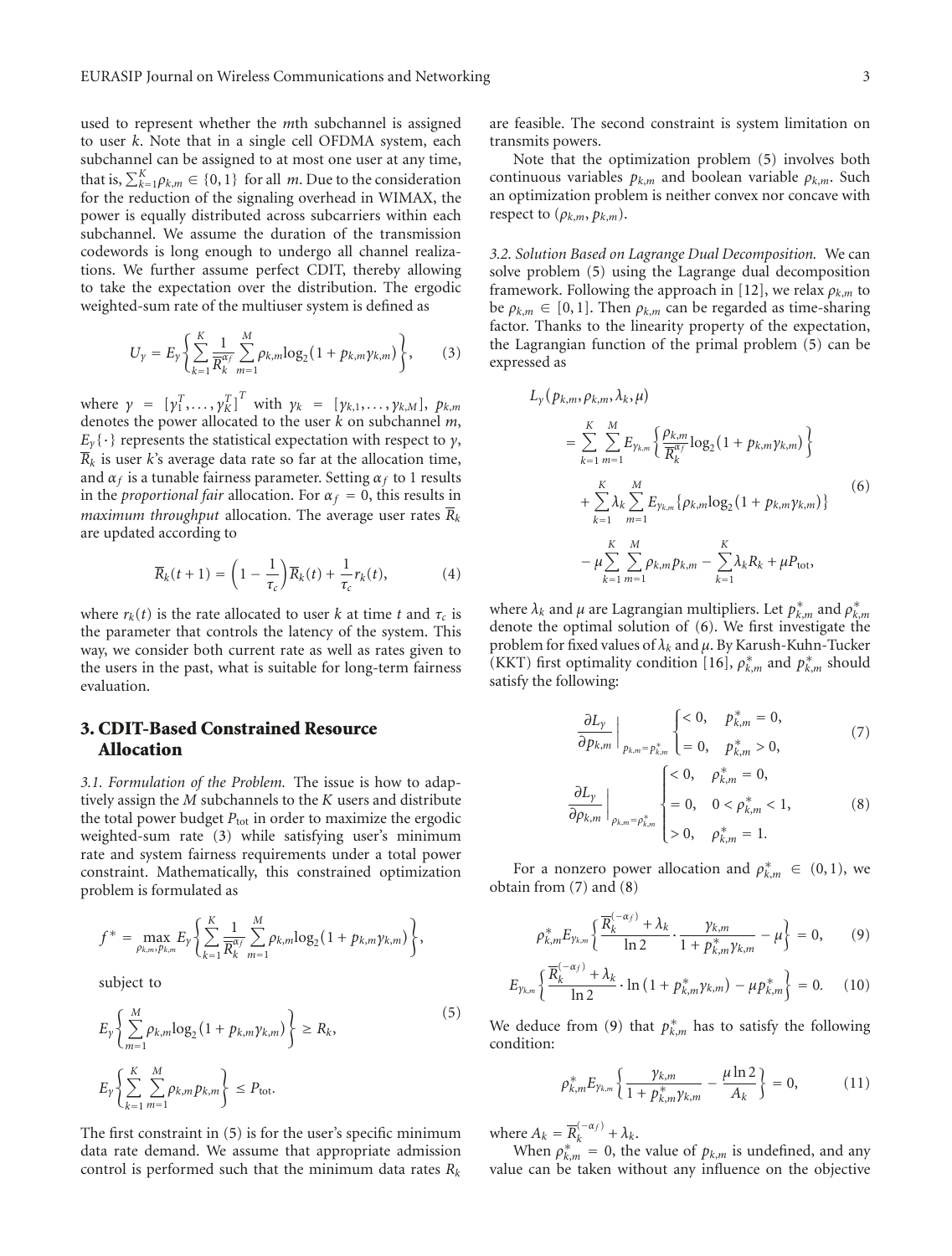used to represent whether the $m$th subchannel is assigned to user $k$. Note that in a single cell OFDMA system, each subchannel can be assigned to at most one user at any time, that is, $\sum_{k=1}^{K}\rho_{k,m} \in \{0,1\}$ for all $m$. Due to the consideration for the reduction of the signaling overhead in WIMAX, the power is equally distributed across subcarriers within each subchannel. We assume the duration of the transmission codewords is long enough to undergo all channel realizations. We further assume perfect CDIT, thereby allowing to take the expectation over the distribution. The ergodic weighted-sum rate of the multiuser system is defined as

$$U_\gamma = E_\gamma\left\{\sum_{k=1}^{K}\frac{1}{\overline{R}_k^{\alpha_f}}\sum_{m=1}^{M}\rho_{k,m}\log_2\left(1+p_{k,m}\gamma_{k,m}\right)\right\}, \tag{3}$$

where $\gamma = [\gamma_1^T,\ldots,\gamma_K^T]^T$ with $\gamma_k = [\gamma_{k,1},\ldots,\gamma_{k,M}]$, $p_{k,m}$ denotes the power allocated to the user $k$ on subchannel $m$, $E_\gamma\{\cdot\}$ represents the statistical expectation with respect to $\gamma$, $\overline{R}_k$ is user $k$'s average data rate so far at the allocation time, and $\alpha_f$ is a tunable fairness parameter. Setting $\alpha_f$ to 1 results in the *proportional fair* allocation. For $\alpha_f = 0$, this results in *maximum throughput* allocation. The average user rates $\overline{R}_k$ are updated according to

$$\overline{R}_k(t+1) = \left(1-\frac{1}{\tau_c}\right)\overline{R}_k(t) + \frac{1}{\tau_c}r_k(t), \tag{4}$$

where $r_k(t)$ is the rate allocated to user $k$ at time $t$ and $\tau_c$ is the parameter that controls the latency of the system. This way, we consider both current rate as well as rates given to the users in the past, what is suitable for long-term fairness evaluation.

## 3. CDIT-Based Constrained Resource Allocation

*3.1. Formulation of the Problem.* The issue is how to adaptively assign the $M$ subchannels to the $K$ users and distribute the total power budget $P_{\text{tot}}$ in order to maximize the ergodic weighted-sum rate (3) while satisfying user's minimum rate and system fairness requirements under a total power constraint. Mathematically, this constrained optimization problem is formulated as

$$f^* = \max_{\rho_{k,m},p_{k,m}} E_\gamma\left\{\sum_{k=1}^{K}\frac{1}{\overline{R}_k^{\alpha_f}}\sum_{m=1}^{M}\rho_{k,m}\log_2\left(1+p_{k,m}\gamma_{k,m}\right)\right\},$$

subject to

$$E_\gamma\left\{\sum_{m=1}^{M}\rho_{k,m}\log_2\left(1+p_{k,m}\gamma_{k,m}\right)\right\} \geq R_k,$$
$$E_\gamma\left\{\sum_{k=1}^{K}\sum_{m=1}^{M}\rho_{k,m}p_{k,m}\right\} \leq P_{\text{tot}}. \tag{5}$$

The first constraint in (5) is for the user's specific minimum data rate demand. We assume that appropriate admission control is performed such that the minimum data rates $R_k$ are feasible. The second constraint is system limitation on transmits powers.

Note that the optimization problem (5) involves both continuous variables $p_{k,m}$ and boolean variable $\rho_{k,m}$. Such an optimization problem is neither convex nor concave with respect to $(\rho_{k,m}, p_{k,m})$.

*3.2. Solution Based on Lagrange Dual Decomposition.* We can solve problem (5) using the Lagrange dual decomposition framework. Following the approach in [12], we relax $\rho_{k,m}$ to be $\rho_{k,m} \in [0,1]$. Then $\rho_{k,m}$ can be regarded as time-sharing factor. Thanks to the linearity property of the expectation, the Lagrangian function of the primal problem (5) can be expressed as

$$\begin{aligned}
L_\gamma&\left(p_{k,m},\rho_{k,m},\lambda_k,\mu\right)\\
&= \sum_{k=1}^{K}\sum_{m=1}^{M}E_{\gamma_{k,m}}\left\{\frac{\rho_{k,m}}{\overline{R}_k^{\alpha_f}}\log_2\left(1+p_{k,m}\gamma_{k,m}\right)\right\}\\
&\quad+\sum_{k=1}^{K}\lambda_k\sum_{m=1}^{M}E_{\gamma_{k,m}}\left\{\rho_{k,m}\log_2\left(1+p_{k,m}\gamma_{k,m}\right)\right\}\\
&\quad-\mu\sum_{k=1}^{K}\sum_{m=1}^{M}\rho_{k,m}p_{k,m}-\sum_{k=1}^{K}\lambda_kR_k+\mu P_{\text{tot}},
\end{aligned} \tag{6}$$

where $\lambda_k$ and $\mu$ are Lagrangian multipliers. Let $p_{k,m}^*$ and $\rho_{k,m}^*$ denote the optimal solution of (6). We first investigate the problem for fixed values of $\lambda_k$ and $\mu$. By Karush-Kuhn-Tucker (KKT) first optimality condition [16], $\rho_{k,m}^*$ and $p_{k,m}^*$ should satisfy the following:

$$\left.\frac{\partial L_\gamma}{\partial p_{k,m}}\right|_{p_{k,m}=p_{k,m}^*}\begin{cases}<0, & p_{k,m}^*=0,\\ =0, & p_{k,m}^*>0,\end{cases} \tag{7}$$

$$\left.\frac{\partial L_\gamma}{\partial \rho_{k,m}}\right|_{\rho_{k,m}=\rho_{k,m}^*}\begin{cases}<0, & \rho_{k,m}^*=0,\\ =0, & 0<\rho_{k,m}^*<1,\\ >0, & \rho_{k,m}^*=1.\end{cases} \tag{8}$$

For a nonzero power allocation and $\rho_{k,m}^* \in (0,1)$, we obtain from (7) and (8)

$$\rho_{k,m}^*E_{\gamma_{k,m}}\left\{\frac{\overline{R}_k^{(-\alpha_f)}+\lambda_k}{\ln 2}\cdot\frac{\gamma_{k,m}}{1+p_{k,m}^*\gamma_{k,m}}-\mu\right\}=0, \tag{9}$$

$$E_{\gamma_{k,m}}\left\{\frac{\overline{R}_k^{(-\alpha_f)}+\lambda_k}{\ln 2}\cdot\ln\left(1+p_{k,m}^*\gamma_{k,m}\right)-\mu p_{k,m}^*\right\}=0. \tag{10}$$

We deduce from (9) that $p_{k,m}^*$ has to satisfy the following condition:

$$\rho_{k,m}^*E_{\gamma_{k,m}}\left\{\frac{\gamma_{k,m}}{1+p_{k,m}^*\gamma_{k,m}}-\frac{\mu\ln 2}{A_k}\right\}=0, \tag{11}$$

where $A_k = \overline{R}_k^{(-\alpha_f)}+\lambda_k$.

When $\rho_{k,m}^* = 0$, the value of $p_{k,m}$ is undefined, and any value can be taken without any influence on the objective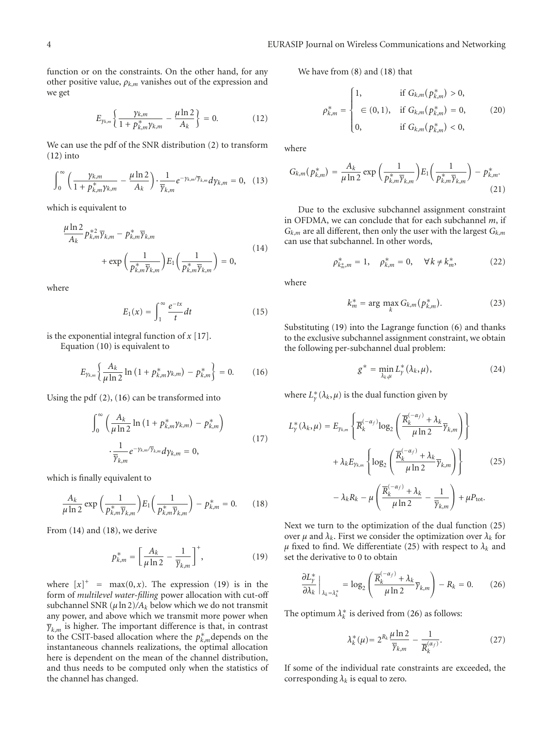function or on the constraints. On the other hand, for any other positive value, $\rho_{k,m}$ vanishes out of the expression and we get

$$E_{\gamma_{k,m}}\left\{\frac{\gamma_{k,m}}{1+p^*_{k,m}\gamma_{k,m}}-\frac{\mu\ln 2}{A_k}\right\}=0. \tag{12}$$

We can use the pdf of the SNR distribution (2) to transform (12) into

$$\int_0^\infty\left(\frac{\gamma_{k,m}}{1+p^*_{k,m}\gamma_{k,m}}-\frac{\mu\ln 2}{A_k}\right)\cdot\frac{1}{\overline{\gamma}_{k,m}}e^{-\gamma_{k,m}/\overline{\gamma}_{k,m}}d\gamma_{k,m}=0, \tag{13}$$

which is equivalent to

$$\frac{\mu\ln 2}{A_k}p^{*2}_{k,m}\overline{\gamma}_{k,m}-p^*_{k,m}\overline{\gamma}_{k,m}+\exp\left(\frac{1}{p^*_{k,m}\overline{\gamma}_{k,m}}\right)E_1\left(\frac{1}{p^*_{k,m}\overline{\gamma}_{k,m}}\right)=0, \tag{14}$$

where

$$E_1(x)=\int_1^\infty\frac{e^{-tx}}{t}dt \tag{15}$$

is the exponential integral function of $x$ [17].

Equation (10) is equivalent to

$$E_{\gamma_{k,m}}\left\{\frac{A_k}{\mu\ln 2}\ln\left(1+p^*_{k,m}\gamma_{k,m}\right)-p^*_{k,m}\right\}=0. \tag{16}$$

Using the pdf (2), (16) can be transformed into

$$\int_0^\infty\left(\frac{A_k}{\mu\ln 2}\ln\left(1+p^*_{k,m}\gamma_{k,m}\right)-p^*_{k,m}\right)\cdot\frac{1}{\overline{\gamma}_{k,m}}e^{-\gamma_{k,m}/\overline{\gamma}_{k,m}}d\gamma_{k,m}=0, \tag{17}$$

which is finally equivalent to

$$\frac{A_k}{\mu\ln 2}\exp\left(\frac{1}{p^*_{k,m}\overline{\gamma}_{k,m}}\right)E_1\left(\frac{1}{p^*_{k,m}\overline{\gamma}_{k,m}}\right)-p^*_{k,m}=0. \tag{18}$$

From (14) and (18), we derive

$$p^*_{k,m}=\left[\frac{A_k}{\mu\ln 2}-\frac{1}{\overline{\gamma}_{k,m}}\right]^+, \tag{19}$$

where $[x]^+=\max(0,x)$. The expression (19) is in the form of *multilevel water-filling* power allocation with cut-off subchannel SNR $(\mu\ln 2)/A_k$ below which we do not transmit any power, and above which we transmit more power when $\overline{\gamma}_{k,m}$ is higher. The important difference is that, in contrast to the CSIT-based allocation where the $p^*_{k,m}$ depends on the instantaneous channels realizations, the optimal allocation here is dependent on the mean of the channel distribution, and thus needs to be computed only when the statistics of the channel has changed.

We have from (8) and (18) that

$$\rho^*_{k,m}=\begin{cases}1, & \text{if } G_{k,m}(p^*_{k,m})>0,\\ \in(0,1), & \text{if } G_{k,m}(p^*_{k,m})=0,\\ 0, & \text{if } G_{k,m}(p^*_{k,m})<0,\end{cases} \tag{20}$$

where

$$G_{k,m}(p^*_{k,m})=\frac{A_k}{\mu\ln 2}\exp\left(\frac{1}{p^*_{k,m}\overline{\gamma}_{k,m}}\right)E_1\left(\frac{1}{p^*_{k,m}\overline{\gamma}_{k,m}}\right)-p^*_{k,m}. \tag{21}$$

Due to the exclusive subchannel assignment constraint in OFDMA, we can conclude that for each subchannel $m$, if $G_{k,m}$ are all different, then only the user with the largest $G_{k,m}$ can use that subchannel. In other words,

$$\rho^*_{k^*_m,m}=1,\quad \rho^*_{k,m}=0,\quad \forall k\neq k^*_m, \tag{22}$$

where

$$k^*_m=\arg\max_k G_{k,m}(p^*_{k,m}). \tag{23}$$

Substituting (19) into the Lagrange function (6) and thanks to the exclusive subchannel assignment constraint, we obtain the following per-subchannel dual problem:

$$g^*=\min_{\lambda_k,\mu}L^*_\gamma(\lambda_k,\mu), \tag{24}$$

where $L^*_\gamma(\lambda_k,\mu)$ is the dual function given by

$$\begin{aligned}L^*_\gamma(\lambda_k,\mu)={}&E_{\gamma_{k,m}}\left\{\overline{R}_k^{(-\alpha_f)}\log_2\left(\frac{\overline{R}_k^{(-\alpha_f)}+\lambda_k}{\mu\ln 2}\overline{\gamma}_{k,m}\right)\right\}\\&+\lambda_k E_{\gamma_{k,m}}\left\{\log_2\left(\frac{\overline{R}_k^{(-\alpha_f)}+\lambda_k}{\mu\ln 2}\overline{\gamma}_{k,m}\right)\right\}\\&-\lambda_k R_k-\mu\left(\frac{\overline{R}_k^{(-\alpha_f)}+\lambda_k}{\mu\ln 2}-\frac{1}{\overline{\gamma}_{k,m}}\right)+\mu P_{\text{tot}}.\end{aligned} \tag{25}$$

Next we turn to the optimization of the dual function (25) over $\mu$ and $\lambda_k$. First we consider the optimization over $\lambda_k$ for $\mu$ fixed to find. We differentiate (25) with respect to $\lambda_k$ and set the derivative to 0 to obtain

$$\left.\frac{\partial L^*_\gamma}{\partial\lambda_k}\right|_{\lambda_k=\lambda^*_k}=\log_2\left(\frac{\overline{R}_k^{(-\alpha_f)}+\lambda_k}{\mu\ln 2}\overline{\gamma}_{k,m}\right)-R_k=0. \tag{26}$$

The optimum $\lambda^*_k$ is derived from (26) as follows:

$$\lambda^*_k(\mu)=2^{R_k}\frac{\mu\ln 2}{\overline{\gamma}_{k,m}}-\frac{1}{\overline{R}_k^{(\alpha_f)}}. \tag{27}$$

If some of the individual rate constraints are exceeded, the corresponding $\lambda_k$ is equal to zero.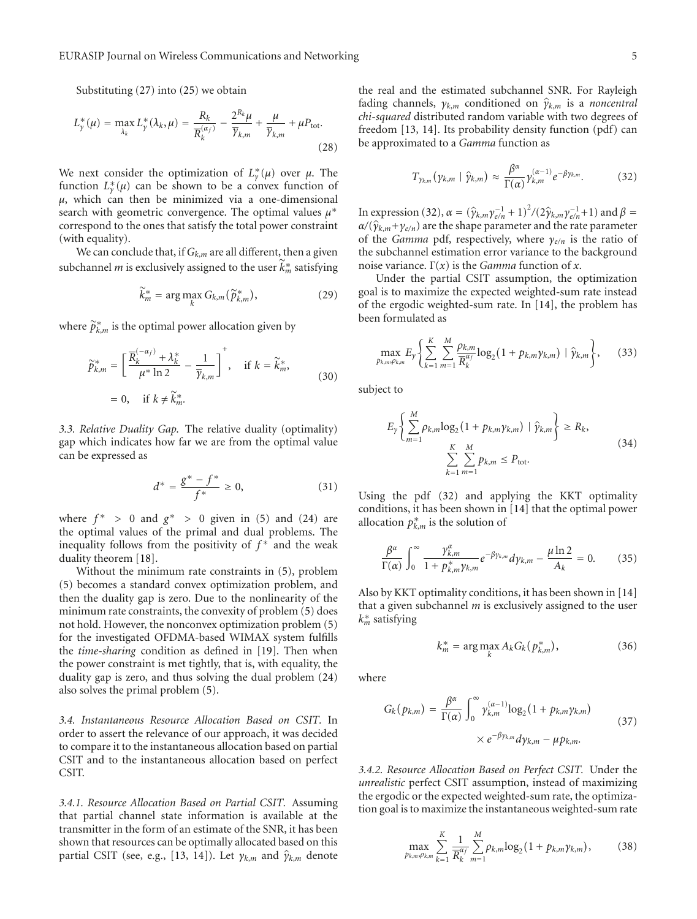Substituting (27) into (25) we obtain

$$L_\gamma^*(\mu) = \max_{\lambda_k} L_\gamma^*(\lambda_k, \mu) = \frac{R_k}{\overline{R}_k^{(\alpha_f)}} - \frac{2^{R_k}\mu}{\overline{\gamma}_{k,m}} + \frac{\mu}{\overline{\gamma}_{k,m}} + \mu P_{\text{tot}}. \tag{28}$$

We next consider the optimization of $L_\gamma^*(\mu)$ over $\mu$. The function $L_\gamma^*(\mu)$ can be shown to be a convex function of $\mu$, which can then be minimized via a one-dimensional search with geometric convergence. The optimal values $\mu^*$ correspond to the ones that satisfy the total power constraint (with equality).

We can conclude that, if $G_{k,m}$ are all different, then a given subchannel $m$ is exclusively assigned to the user $\widetilde{k}_m^*$ satisfying

$$\widetilde{k}_m^* = \arg\max_k G_{k,m}(\widetilde{p}_{k,m}^*), \tag{29}$$

where $\widetilde{p}_{k,m}^*$ is the optimal power allocation given by

$$\begin{aligned} \widetilde{p}_{k,m}^* &= \left[\frac{\overline{R}_k^{(-\alpha_f)} + \lambda_k^*}{\mu^* \ln 2} - \frac{1}{\overline{\gamma}_{k,m}}\right]^+, \quad \text{if } k = \widetilde{k}_m^*, \\ &= 0, \quad \text{if } k \neq \widetilde{k}_m^*. \end{aligned} \tag{30}$$

*3.3. Relative Duality Gap.* The relative duality (optimality) gap which indicates how far we are from the optimal value can be expressed as

$$d^* = \frac{g^* - f^*}{f^*} \geq 0, \tag{31}$$

where $f^* > 0$ and $g^* > 0$ given in (5) and (24) are the optimal values of the primal and dual problems. The inequality follows from the positivity of $f^*$ and the weak duality theorem [18].

Without the minimum rate constraints in (5), problem (5) becomes a standard convex optimization problem, and then the duality gap is zero. Due to the nonlinearity of the minimum rate constraints, the convexity of problem (5) does not hold. However, the nonconvex optimization problem (5) for the investigated OFDMA-based WIMAX system fulfills the *time-sharing* condition as defined in [19]. Then when the power constraint is met tightly, that is, with equality, the duality gap is zero, and thus solving the dual problem (24) also solves the primal problem (5).

*3.4. Instantaneous Resource Allocation Based on CSIT.* In order to assert the relevance of our approach, it was decided to compare it to the instantaneous allocation based on partial CSIT and to the instantaneous allocation based on perfect CSIT.

*3.4.1. Resource Allocation Based on Partial CSIT.* Assuming that partial channel state information is available at the transmitter in the form of an estimate of the SNR, it has been shown that resources can be optimally allocated based on this partial CSIT (see, e.g., [13, 14]). Let $\gamma_{k,m}$ and $\widehat{\gamma}_{k,m}$ denote the real and the estimated subchannel SNR. For Rayleigh fading channels, $\gamma_{k,m}$ conditioned on $\widehat{\gamma}_{k,m}$ is a *noncentral chi-squared* distributed random variable with two degrees of freedom [13, 14]. Its probability density function (pdf) can be approximated to a *Gamma* function as

$$T_{\gamma_{k,m}}(\gamma_{k,m} \mid \widehat{\gamma}_{k,m}) \approx \frac{\beta^\alpha}{\Gamma(\alpha)} \gamma_{k,m}^{(\alpha-1)} e^{-\beta\gamma_{k,m}}. \tag{32}$$

In expression (32), $\alpha = (\widehat{\gamma}_{k,m}\gamma_{e/n}^{-1} + 1)^2/(2\widehat{\gamma}_{k,m}\gamma_{e/n}^{-1}+1)$ and $\beta = \alpha/(\widehat{\gamma}_{k,m}+\gamma_{e/n})$ are the shape parameter and the rate parameter of the *Gamma* pdf, respectively, where $\gamma_{e/n}$ is the ratio of the subchannel estimation error variance to the background noise variance. $\Gamma(x)$ is the *Gamma* function of $x$.

Under the partial CSIT assumption, the optimization goal is to maximize the expected weighted-sum rate instead of the ergodic weighted-sum rate. In [14], the problem has been formulated as

$$\max_{p_{k,m},\rho_{k,m}} E_\gamma\left\{\sum_{k=1}^{K}\sum_{m=1}^{M} \frac{\rho_{k,m}}{\overline{R}_k^{\alpha_f}} \log_2(1 + p_{k,m}\gamma_{k,m}) \mid \widehat{\gamma}_{k,m}\right\}, \tag{33}$$

subject to

$$\begin{aligned} E_\gamma\left\{\sum_{m=1}^{M} \rho_{k,m}\log_2(1 + p_{k,m}\gamma_{k,m}) \mid \widehat{\gamma}_{k,m}\right\} &\geq R_k, \\ \sum_{k=1}^{K}\sum_{m=1}^{M} p_{k,m} &\leq P_{\text{tot}}. \end{aligned} \tag{34}$$

Using the pdf (32) and applying the KKT optimality conditions, it has been shown in [14] that the optimal power allocation $p_{k,m}^*$ is the solution of

$$\frac{\beta^\alpha}{\Gamma(\alpha)} \int_0^\infty \frac{\gamma_{k,m}^\alpha}{1 + p_{k,m}^*\gamma_{k,m}} e^{-\beta\gamma_{k,m}} d\gamma_{k,m} - \frac{\mu \ln 2}{A_k} = 0. \tag{35}$$

Also by KKT optimality conditions, it has been shown in [14] that a given subchannel $m$ is exclusively assigned to the user $k_m^*$ satisfying

$$k_m^* = \arg\max_k A_k G_k(p_{k,m}^*), \tag{36}$$

where

$$\begin{aligned} G_k(p_{k,m}) = \frac{\beta^\alpha}{\Gamma(\alpha)} \int_0^\infty & \gamma_{k,m}^{(\alpha-1)} \log_2(1 + p_{k,m}\gamma_{k,m}) \\ & \times e^{-\beta\gamma_{k,m}} d\gamma_{k,m} - \mu p_{k,m}. \end{aligned} \tag{37}$$

*3.4.2. Resource Allocation Based on Perfect CSIT.* Under the *unrealistic* perfect CSIT assumption, instead of maximizing the ergodic or the expected weighted-sum rate, the optimization goal is to maximize the instantaneous weighted-sum rate

$$\max_{p_{k,m},\rho_{k,m}} \sum_{k=1}^{K} \frac{1}{\overline{R}_k^{\alpha_f}} \sum_{m=1}^{M} \rho_{k,m}\log_2(1 + p_{k,m}\gamma_{k,m}), \tag{38}$$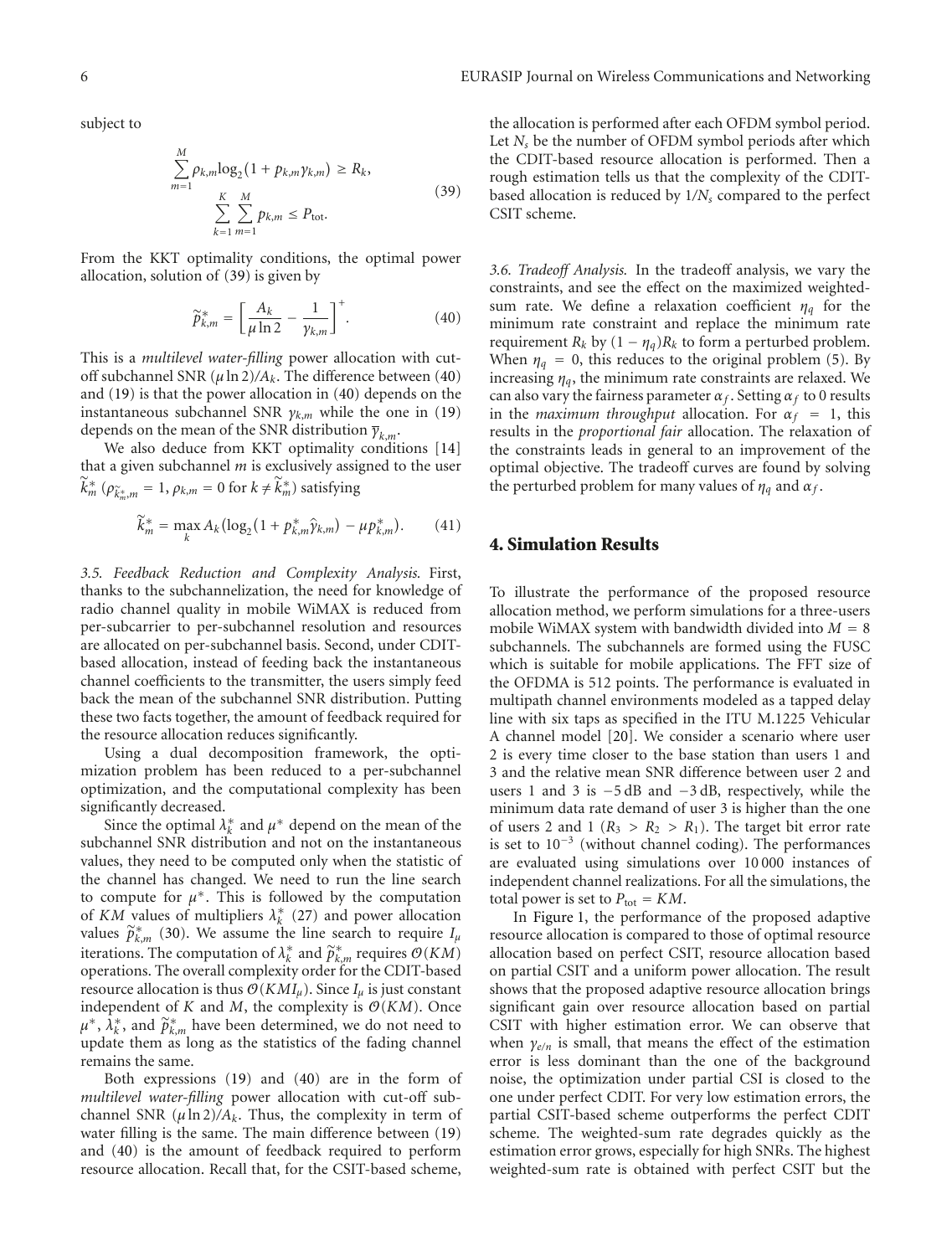subject to

$$\sum_{m=1}^{M} \rho_{k,m} \log_2(1 + p_{k,m}\gamma_{k,m}) \geq R_k,$$
$$\sum_{k=1}^{K}\sum_{m=1}^{M} p_{k,m} \leq P_{\text{tot}}. \tag{39}$$

From the KKT optimality conditions, the optimal power allocation, solution of (39) is given by

$$\tilde{p}_{k,m}^{*} = \left[\frac{A_k}{\mu \ln 2} - \frac{1}{\gamma_{k,m}}\right]^{+}. \tag{40}$$

This is a *multilevel water-filling* power allocation with cut-off subchannel SNR $(\mu \ln 2)/A_k$. The difference between (40) and (19) is that the power allocation in (40) depends on the instantaneous subchannel SNR $\gamma_{k,m}$ while the one in (19) depends on the mean of the SNR distribution $\overline{\gamma}_{k,m}$.

We also deduce from KKT optimality conditions [14] that a given subchannel $m$ is exclusively assigned to the user $\tilde{k}_m^*$ ($\rho_{\tilde{k}_m^*,m} = 1$, $\rho_{k,m} = 0$ for $k \neq \tilde{k}_m^*$) satisfying

$$\tilde{k}_m^{*} = \max_{k} A_k\left(\log_2\left(1 + p_{k,m}^{*}\hat{\gamma}_{k,m}\right) - \mu p_{k,m}^{*}\right). \tag{41}$$

*3.5. Feedback Reduction and Complexity Analysis.* First, thanks to the subchannelization, the need for knowledge of radio channel quality in mobile WiMAX is reduced from per-subcarrier to per-subchannel resolution and resources are allocated on per-subchannel basis. Second, under CDIT-based allocation, instead of feeding back the instantaneous channel coefficients to the transmitter, the users simply feed back the mean of the subchannel SNR distribution. Putting these two facts together, the amount of feedback required for the resource allocation reduces significantly.

Using a dual decomposition framework, the optimization problem has been reduced to a per-subchannel optimization, and the computational complexity has been significantly decreased.

Since the optimal $\lambda_k^*$ and $\mu^*$ depend on the mean of the subchannel SNR distribution and not on the instantaneous values, they need to be computed only when the statistic of the channel has changed. We need to run the line search to compute for $\mu^*$. This is followed by the computation of $KM$ values of multipliers $\lambda_k^*$ (27) and power allocation values $\tilde{p}_{k,m}^*$ (30). We assume the line search to require $I_\mu$ iterations. The computation of $\lambda_k^*$ and $\tilde{p}_{k,m}^*$ requires $\mathcal{O}(KM)$ operations. The overall complexity order for the CDIT-based resource allocation is thus $\mathcal{O}(KMI_\mu)$. Since $I_\mu$ is just constant independent of $K$ and $M$, the complexity is $\mathcal{O}(KM)$. Once $\mu^*$, $\lambda_k^*$, and $\tilde{p}_{k,m}^*$ have been determined, we do not need to update them as long as the statistics of the fading channel remains the same.

Both expressions (19) and (40) are in the form of *multilevel water-filling* power allocation with cut-off subchannel SNR $(\mu \ln 2)/A_k$. Thus, the complexity in term of water filling is the same. The main difference between (19) and (40) is the amount of feedback required to perform resource allocation. Recall that, for the CSIT-based scheme, the allocation is performed after each OFDM symbol period. Let $N_s$ be the number of OFDM symbol periods after which the CDIT-based resource allocation is performed. Then a rough estimation tells us that the complexity of the CDIT-based allocation is reduced by $1/N_s$ compared to the perfect CSIT scheme.

*3.6. Tradeoff Analysis.* In the tradeoff analysis, we vary the constraints, and see the effect on the maximized weighted-sum rate. We define a relaxation coefficient $\eta_q$ for the minimum rate constraint and replace the minimum rate requirement $R_k$ by $(1 - \eta_q)R_k$ to form a perturbed problem. When $\eta_q = 0$, this reduces to the original problem (5). By increasing $\eta_q$, the minimum rate constraints are relaxed. We can also vary the fairness parameter $\alpha_f$. Setting $\alpha_f$ to 0 results in the *maximum throughput* allocation. For $\alpha_f = 1$, this results in the *proportional fair* allocation. The relaxation of the constraints leads in general to an improvement of the optimal objective. The tradeoff curves are found by solving the perturbed problem for many values of $\eta_q$ and $\alpha_f$.

## 4. Simulation Results

To illustrate the performance of the proposed resource allocation method, we perform simulations for a three-users mobile WiMAX system with bandwidth divided into $M = 8$ subchannels. The subchannels are formed using the FUSC which is suitable for mobile applications. The FFT size of the OFDMA is 512 points. The performance is evaluated in multipath channel environments modeled as a tapped delay line with six taps as specified in the ITU M.1225 Vehicular A channel model [20]. We consider a scenario where user 2 is every time closer to the base station than users 1 and 3 and the relative mean SNR difference between user 2 and users 1 and 3 is $-5$ dB and $-3$ dB, respectively, while the minimum data rate demand of user 3 is higher than the one of users 2 and 1 ($R_3 > R_2 > R_1$). The target bit error rate is set to $10^{-3}$ (without channel coding). The performances are evaluated using simulations over 10 000 instances of independent channel realizations. For all the simulations, the total power is set to $P_{\text{tot}} = KM$.

In Figure 1, the performance of the proposed adaptive resource allocation is compared to those of optimal resource allocation based on perfect CSIT, resource allocation based on partial CSIT and a uniform power allocation. The result shows that the proposed adaptive resource allocation brings significant gain over resource allocation based on partial CSIT with higher estimation error. We can observe that when $\gamma_{e/n}$ is small, that means the effect of the estimation error is less dominant than the one of the background noise, the optimization under partial CSI is closed to the one under perfect CDIT. For very low estimation errors, the partial CSIT-based scheme outperforms the perfect CDIT scheme. The weighted-sum rate degrades quickly as the estimation error grows, especially for high SNRs. The highest weighted-sum rate is obtained with perfect CSIT but the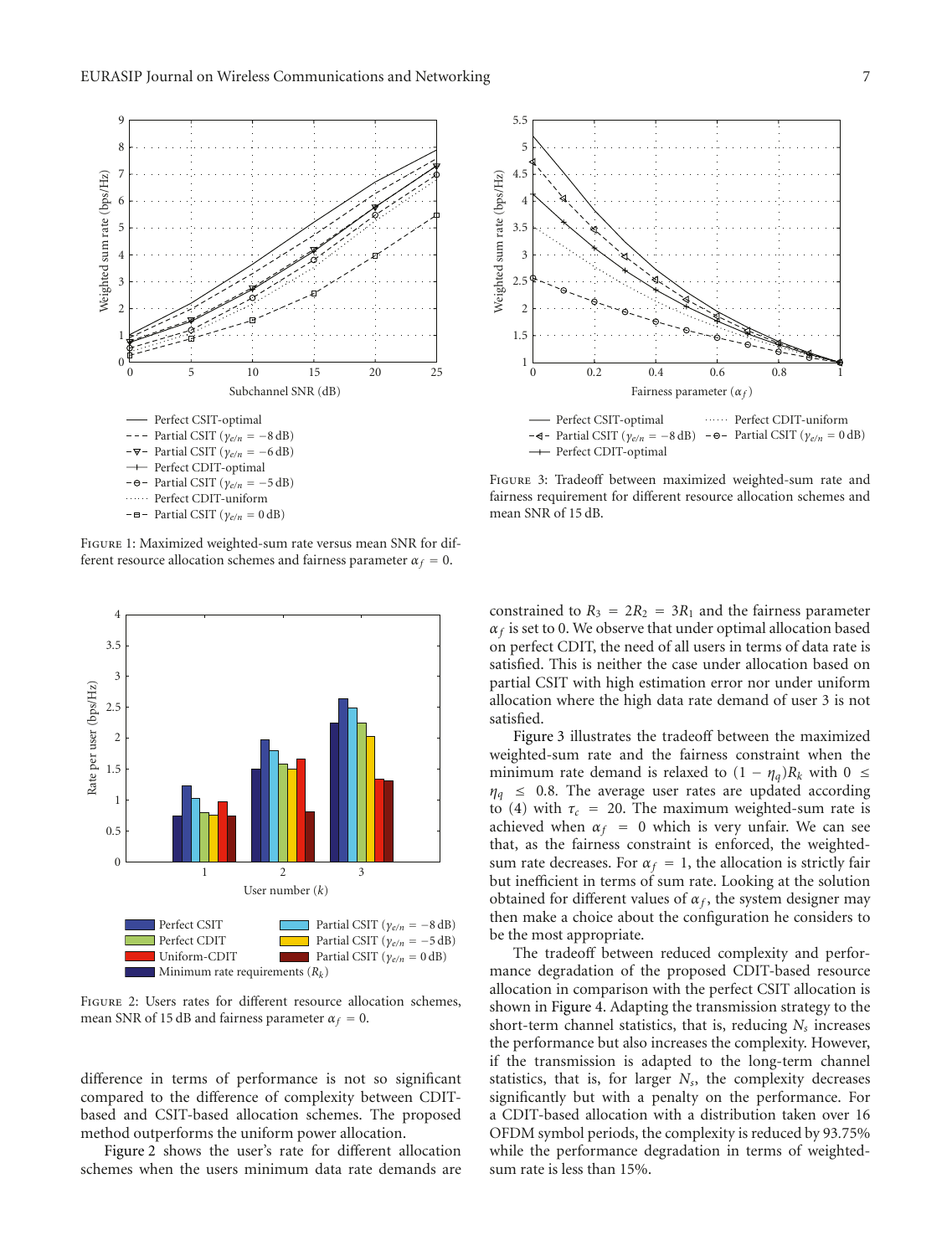Figure 1: Maximized weighted-sum rate versus mean SNR for different resource allocation schemes and fairness parameter $\alpha_f = 0$.

Figure 3: Tradeoff between maximized weighted-sum rate and fairness requirement for different resource allocation schemes and mean SNR of 15 dB.

Figure 2: Users rates for different resource allocation schemes, mean SNR of 15 dB and fairness parameter $\alpha_f = 0$.

difference in terms of performance is not so significant compared to the difference of complexity between CDIT-based and CSIT-based allocation schemes. The proposed method outperforms the uniform power allocation.

Figure 2 shows the user's rate for different allocation schemes when the users minimum data rate demands are constrained to $R_3 = 2R_2 = 3R_1$ and the fairness parameter $\alpha_f$ is set to 0. We observe that under optimal allocation based on perfect CDIT, the need of all users in terms of data rate is satisfied. This is neither the case under allocation based on partial CSIT with high estimation error nor under uniform allocation where the high data rate demand of user 3 is not satisfied.

Figure 3 illustrates the tradeoff between the maximized weighted-sum rate and the fairness constraint when the minimum rate demand is relaxed to $(1 - \eta_q)R_k$ with $0 \leq \eta_q \leq 0.8$. The average user rates are updated according to (4) with $\tau_c = 20$. The maximum weighted-sum rate is achieved when $\alpha_f = 0$ which is very unfair. We can see that, as the fairness constraint is enforced, the weighted-sum rate decreases. For $\alpha_f = 1$, the allocation is strictly fair but inefficient in terms of sum rate. Looking at the solution obtained for different values of $\alpha_f$, the system designer may then make a choice about the configuration he considers to be the most appropriate.

The tradeoff between reduced complexity and performance degradation of the proposed CDIT-based resource allocation in comparison with the perfect CSIT allocation is shown in Figure 4. Adapting the transmission strategy to the short-term channel statistics, that is, reducing $N_s$ increases the performance but also increases the complexity. However, if the transmission is adapted to the long-term channel statistics, that is, for larger $N_s$, the complexity decreases significantly but with a penalty on the performance. For a CDIT-based allocation with a distribution taken over 16 OFDM symbol periods, the complexity is reduced by 93.75% while the performance degradation in terms of weighted-sum rate is less than 15%.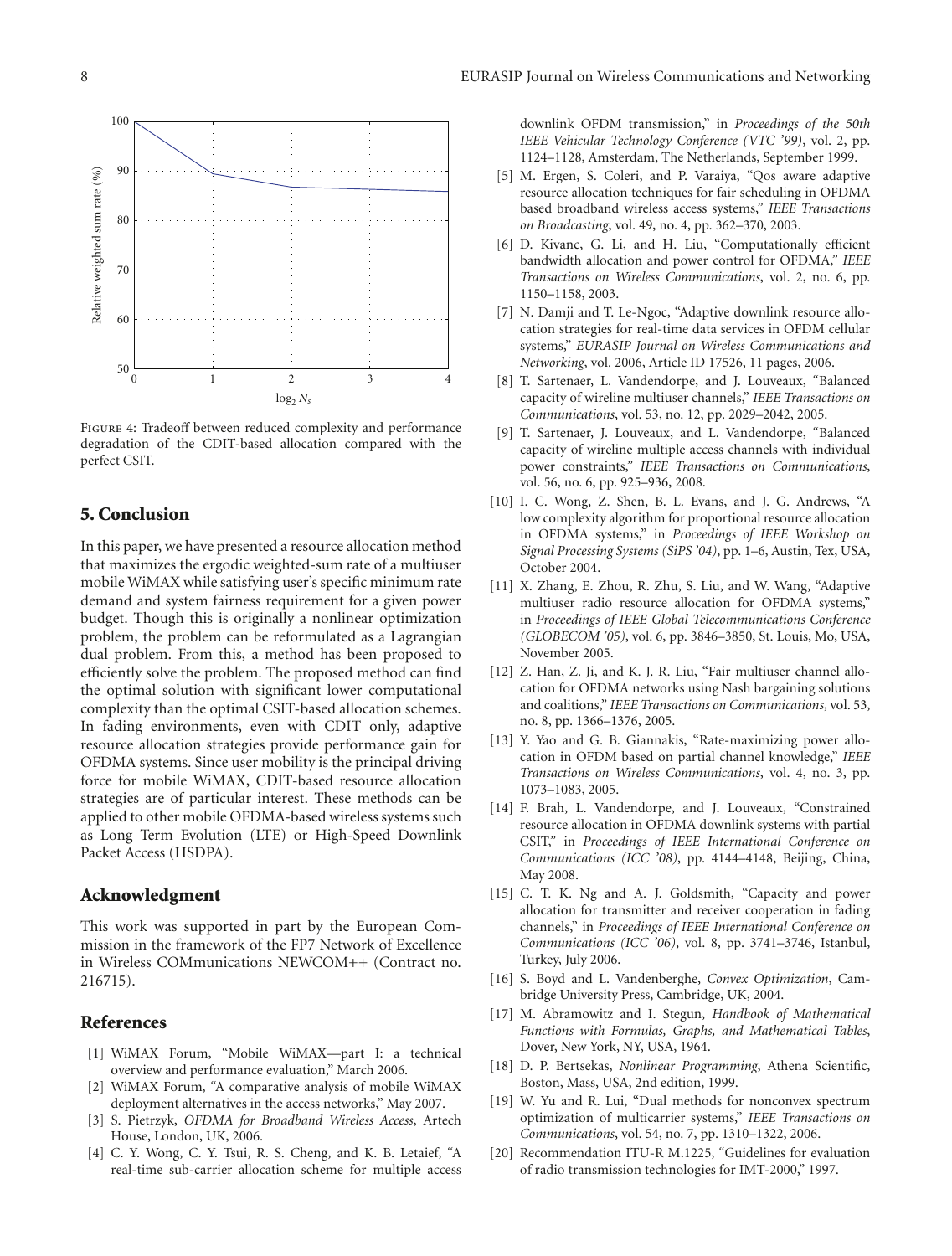100

90

80

70

60

50

0 1 2 3 4

Relative weighted sum rate (%)

$\log_2 N_s$

Figure 4: Tradeoff between reduced complexity and performance degradation of the CDIT-based allocation compared with the perfect CSIT.

## 5. Conclusion

In this paper, we have presented a resource allocation method that maximizes the ergodic weighted-sum rate of a multiuser mobile WiMAX while satisfying user's specific minimum rate demand and system fairness requirement for a given power budget. Though this is originally a nonlinear optimization problem, the problem can be reformulated as a Lagrangian dual problem. From this, a method has been proposed to efficiently solve the problem. The proposed method can find the optimal solution with significant lower computational complexity than the optimal CSIT-based allocation schemes. In fading environments, even with CDIT only, adaptive resource allocation strategies provide performance gain for OFDMA systems. Since user mobility is the principal driving force for mobile WiMAX, CDIT-based resource allocation strategies are of particular interest. These methods can be applied to other mobile OFDMA-based wireless systems such as Long Term Evolution (LTE) or High-Speed Downlink Packet Access (HSDPA).

## Acknowledgment

This work was supported in part by the European Commission in the framework of the FP7 Network of Excellence in Wireless COMmunications NEWCOM++ (Contract no. 216715).

## References

[1] WiMAX Forum, "Mobile WiMAX—part I: a technical overview and performance evaluation," March 2006.

[2] WiMAX Forum, "A comparative analysis of mobile WiMAX deployment alternatives in the access networks," May 2007.

[3] S. Pietrzyk, *OFDMA for Broadband Wireless Access*, Artech House, London, UK, 2006.

[4] C. Y. Wong, C. Y. Tsui, R. S. Cheng, and K. B. Letaief, "A real-time sub-carrier allocation scheme for multiple access downlink OFDM transmission," in *Proceedings of the 50th IEEE Vehicular Technology Conference (VTC '99)*, vol. 2, pp. 1124–1128, Amsterdam, The Netherlands, September 1999.

[5] M. Ergen, S. Coleri, and P. Varaiya, "Qos aware adaptive resource allocation techniques for fair scheduling in OFDMA based broadband wireless access systems," *IEEE Transactions on Broadcasting*, vol. 49, no. 4, pp. 362–370, 2003.

[6] D. Kivanc, G. Li, and H. Liu, "Computationally efficient bandwidth allocation and power control for OFDMA," *IEEE Transactions on Wireless Communications*, vol. 2, no. 6, pp. 1150–1158, 2003.

[7] N. Damji and T. Le-Ngoc, "Adaptive downlink resource allocation strategies for real-time data services in OFDM cellular systems," *EURASIP Journal on Wireless Communications and Networking*, vol. 2006, Article ID 17526, 11 pages, 2006.

[8] T. Sartenaer, L. Vandendorpe, and J. Louveaux, "Balanced capacity of wireline multiuser channels," *IEEE Transactions on Communications*, vol. 53, no. 12, pp. 2029–2042, 2005.

[9] T. Sartenaer, J. Louveaux, and L. Vandendorpe, "Balanced capacity of wireline multiple access channels with individual power constraints," *IEEE Transactions on Communications*, vol. 56, no. 6, pp. 925–936, 2008.

[10] I. C. Wong, Z. Shen, B. L. Evans, and J. G. Andrews, "A low complexity algorithm for proportional resource allocation in OFDMA systems," in *Proceedings of IEEE Workshop on Signal Processing Systems (SiPS '04)*, pp. 1–6, Austin, Tex, USA, October 2004.

[11] X. Zhang, E. Zhou, R. Zhu, S. Liu, and W. Wang, "Adaptive multiuser radio resource allocation for OFDMA systems," in *Proceedings of IEEE Global Telecommunications Conference (GLOBECOM '05)*, vol. 6, pp. 3846–3850, St. Louis, Mo, USA, November 2005.

[12] Z. Han, Z. Ji, and K. J. R. Liu, "Fair multiuser channel allocation for OFDMA networks using Nash bargaining solutions and coalitions," *IEEE Transactions on Communications*, vol. 53, no. 8, pp. 1366–1376, 2005.

[13] Y. Yao and G. B. Giannakis, "Rate-maximizing power allocation in OFDM based on partial channel knowledge," *IEEE Transactions on Wireless Communications*, vol. 4, no. 3, pp. 1073–1083, 2005.

[14] F. Brah, L. Vandendorpe, and J. Louveaux, "Constrained resource allocation in OFDMA downlink systems with partial CSIT," in *Proceedings of IEEE International Conference on Communications (ICC '08)*, pp. 4144–4148, Beijing, China, May 2008.

[15] C. T. K. Ng and A. J. Goldsmith, "Capacity and power allocation for transmitter and receiver cooperation in fading channels," in *Proceedings of IEEE International Conference on Communications (ICC '06)*, vol. 8, pp. 3741–3746, Istanbul, Turkey, July 2006.

[16] S. Boyd and L. Vandenberghe, *Convex Optimization*, Cambridge University Press, Cambridge, UK, 2004.

[17] M. Abramowitz and I. Stegun, *Handbook of Mathematical Functions with Formulas, Graphs, and Mathematical Tables*, Dover, New York, NY, USA, 1964.

[18] D. P. Bertsekas, *Nonlinear Programming*, Athena Scientific, Boston, Mass, USA, 2nd edition, 1999.

[19] W. Yu and R. Lui, "Dual methods for nonconvex spectrum optimization of multicarrier systems," *IEEE Transactions on Communications*, vol. 54, no. 7, pp. 1310–1322, 2006.

[20] Recommendation ITU-R M.1225, "Guidelines for evaluation of radio transmission technologies for IMT-2000," 1997.